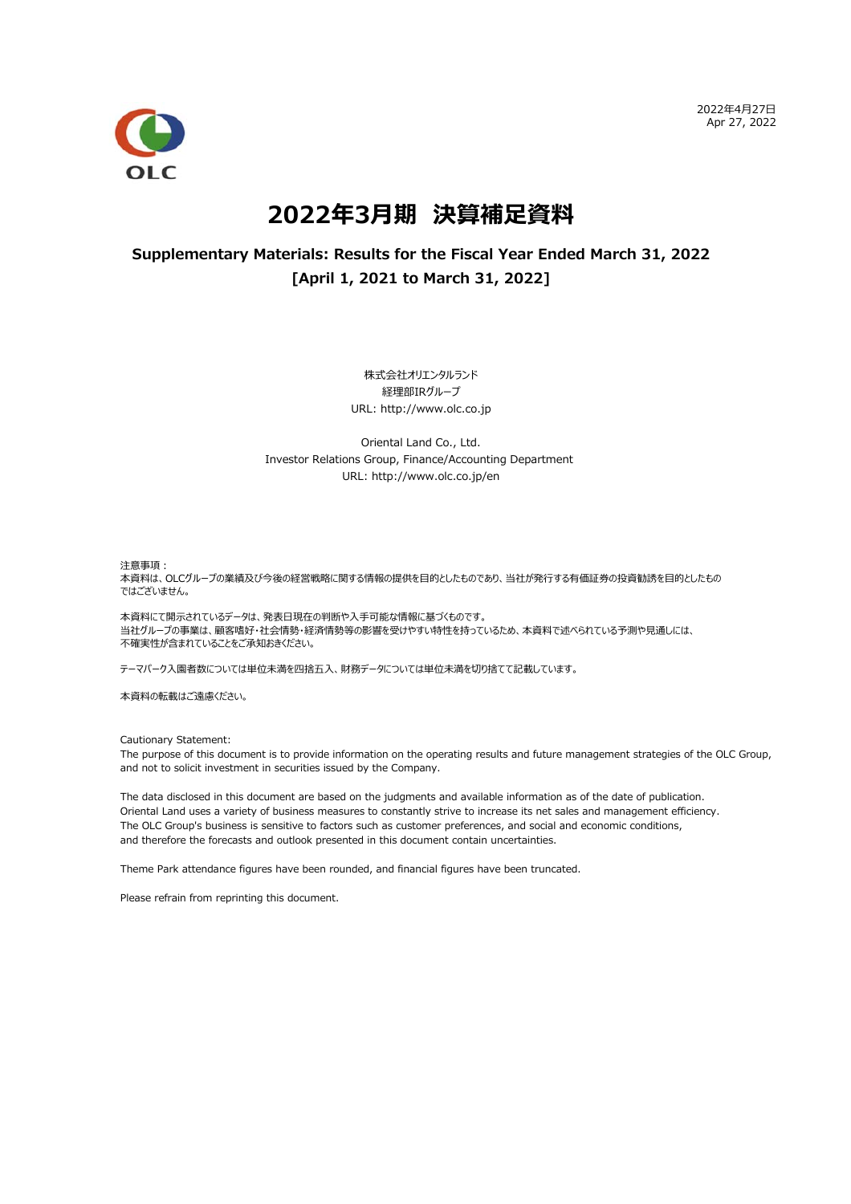2022年4月27日
Apr 27, 2022

OLC

# 2022年3月期　決算補足資料

### Supplementary Materials: Results for the Fiscal Year Ended March 31, 2022
### [April 1, 2021 to March 31, 2022]

株式会社オリエンタルランド
経理部IRグループ
URL: http://www.olc.co.jp

Oriental Land Co., Ltd.
Investor Relations Group, Finance/Accounting Department
URL: http://www.olc.co.jp/en

注意事項：
本資料は、OLCグループの業績及び今後の経営戦略に関する情報の提供を目的としたものであり、当社が発行する有価証券の投資勧誘を目的としたものではございません。

本資料にて開示されているデータは、発表日現在の判断や入手可能な情報に基づくものです。
当社グループの事業は、顧客嗜好・社会情勢・経済情勢等の影響を受けやすい特性を持っているため、本資料で述べられている予測や見通しには、不確実性が含まれていることをご承知おきください。

テーマパーク入園者数については単位未満を四捨五入、財務データについては単位未満を切り捨てて記載しています。

本資料の転載はご遠慮ください。

Cautionary Statement:
The purpose of this document is to provide information on the operating results and future management strategies of the OLC Group, and not to solicit investment in securities issued by the Company.

The data disclosed in this document are based on the judgments and available information as of the date of publication.
Oriental Land uses a variety of business measures to constantly strive to increase its net sales and management efficiency.
The OLC Group's business is sensitive to factors such as customer preferences, and social and economic conditions, and therefore the forecasts and outlook presented in this document contain uncertainties.

Theme Park attendance figures have been rounded, and financial figures have been truncated.

Please refrain from reprinting this document.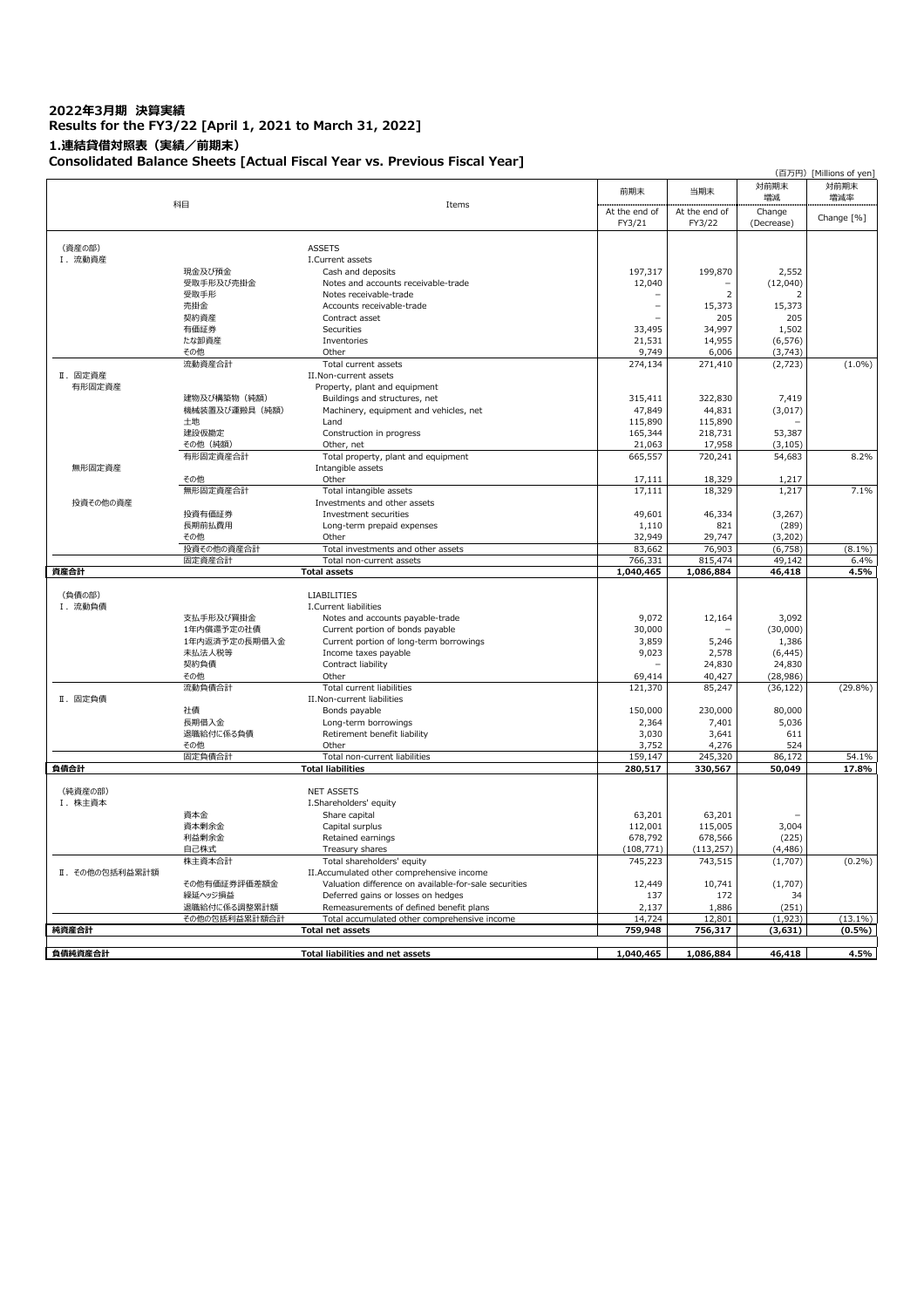# 2022年3月期 決算実績
## Results for the FY3/22 [April 1, 2021 to March 31, 2022]

### 1.連結貸借対照表（実績／前期末）
### Consolidated Balance Sheets [Actual Fiscal Year vs. Previous Fiscal Year]

(百万円) [Millions of yen]

| 科目 | | Items | 前期末 At the end of FY3/21 | 当期末 At the end of FY3/22 | 対前期末増減 Change (Decrease) | 対前期末増減率 Change [%] |
|---|---|---|---|---|---|---|
| (資産の部) | | ASSETS | | | | |
| Ⅰ. 流動資産 | | I.Current assets | | | | |
| | 現金及び預金 | Cash and deposits | 197,317 | 199,870 | 2,552 | |
| | 受取手形及び売掛金 | Notes and accounts receivable-trade | 12,040 | – | (12,040) | |
| | 受取手形 | Notes receivable-trade | – | 2 | 2 | |
| | 売掛金 | Accounts receivable-trade | – | 15,373 | 15,373 | |
| | 契約資産 | Contract asset | – | 205 | 205 | |
| | 有価証券 | Securities | 33,495 | 34,997 | 1,502 | |
| | たな卸資産 | Inventories | 21,531 | 14,955 | (6,576) | |
| | その他 | Other | 9,749 | 6,006 | (3,743) | |
| | 流動資産合計 | Total current assets | 274,134 | 271,410 | (2,723) | (1.0%) |
| Ⅱ. 固定資産 | | II.Non-current assets | | | | |
| 有形固定資産 | | Property, plant and equipment | | | | |
| | 建物及び構築物（純額） | Buildings and structures, net | 315,411 | 322,830 | 7,419 | |
| | 機械装置及び運搬具（純額） | Machinery, equipment and vehicles, net | 47,849 | 44,831 | (3,017) | |
| | 土地 | Land | 115,890 | 115,890 | – | |
| | 建設仮勘定 | Construction in progress | 165,344 | 218,731 | 53,387 | |
| | その他（純額） | Other, net | 21,063 | 17,958 | (3,105) | |
| | 有形固定資産合計 | Total property, plant and equipment | 665,557 | 720,241 | 54,683 | 8.2% |
| 無形固定資産 | | Intangible assets | | | | |
| | その他 | Other | 17,111 | 18,329 | 1,217 | |
| | 無形固定資産合計 | Total intangible assets | 17,111 | 18,329 | 1,217 | 7.1% |
| 投資その他の資産 | | Investments and other assets | | | | |
| | 投資有価証券 | Investment securities | 49,601 | 46,334 | (3,267) | |
| | 長期前払費用 | Long-term prepaid expenses | 1,110 | 821 | (289) | |
| | その他 | Other | 32,949 | 29,747 | (3,202) | |
| | 投資その他の資産合計 | Total investments and other assets | 83,662 | 76,903 | (6,758) | (8.1%) |
| | 固定資産合計 | Total non-current assets | 766,331 | 815,474 | 49,142 | 6.4% |
| **資産合計** | | **Total assets** | **1,040,465** | **1,086,884** | **46,418** | **4.5%** |
| (負債の部) | | LIABILITIES | | | | |
| Ⅰ. 流動負債 | | I.Current liabilities | | | | |
| | 支払手形及び買掛金 | Notes and accounts payable-trade | 9,072 | 12,164 | 3,092 | |
| | 1年内償還予定の社債 | Current portion of bonds payable | 30,000 | – | (30,000) | |
| | 1年内返済予定の長期借入金 | Current portion of long-term borrowings | 3,859 | 5,246 | 1,386 | |
| | 未払法人税等 | Income taxes payable | 9,023 | 2,578 | (6,445) | |
| | 契約負債 | Contract liability | – | 24,830 | 24,830 | |
| | その他 | Other | 69,414 | 40,427 | (28,986) | |
| | 流動負債合計 | Total current liabilities | 121,370 | 85,247 | (36,122) | (29.8%) |
| Ⅱ. 固定負債 | | II.Non-current liabilities | | | | |
| | 社債 | Bonds payable | 150,000 | 230,000 | 80,000 | |
| | 長期借入金 | Long-term borrowings | 2,364 | 7,401 | 5,036 | |
| | 退職給付に係る負債 | Retirement benefit liability | 3,030 | 3,641 | 611 | |
| | その他 | Other | 3,752 | 4,276 | 524 | |
| | 固定負債合計 | Total non-current liabilities | 159,147 | 245,320 | 86,172 | 54.1% |
| **負債合計** | | **Total liabilities** | **280,517** | **330,567** | **50,049** | **17.8%** |
| (純資産の部) | | NET ASSETS | | | | |
| Ⅰ. 株主資本 | | I.Shareholders' equity | | | | |
| | 資本金 | Share capital | 63,201 | 63,201 | – | |
| | 資本剰余金 | Capital surplus | 112,001 | 115,005 | 3,004 | |
| | 利益剰余金 | Retained earnings | 678,792 | 678,566 | (225) | |
| | 自己株式 | Treasury shares | (108,771) | (113,257) | (4,486) | |
| | 株主資本合計 | Total shareholders' equity | 745,223 | 743,515 | (1,707) | (0.2%) |
| Ⅱ. その他の包括利益累計額 | | II.Accumulated other comprehensive income | | | | |
| | その他有価証券評価差額金 | Valuation difference on available-for-sale securities | 12,449 | 10,741 | (1,707) | |
| | 繰延ヘッジ損益 | Deferred gains or losses on hedges | 137 | 172 | 34 | |
| | 退職給付に係る調整累計額 | Remeasurements of defined benefit plans | 2,137 | 1,886 | (251) | |
| | その他の包括利益累計額合計 | Total accumulated other comprehensive income | 14,724 | 12,801 | (1,923) | (13.1%) |
| **純資産合計** | | **Total net assets** | **759,948** | **756,317** | **(3,631)** | **(0.5%)** |
| **負債純資産合計** | | **Total liabilities and net assets** | **1,040,465** | **1,086,884** | **46,418** | **4.5%** |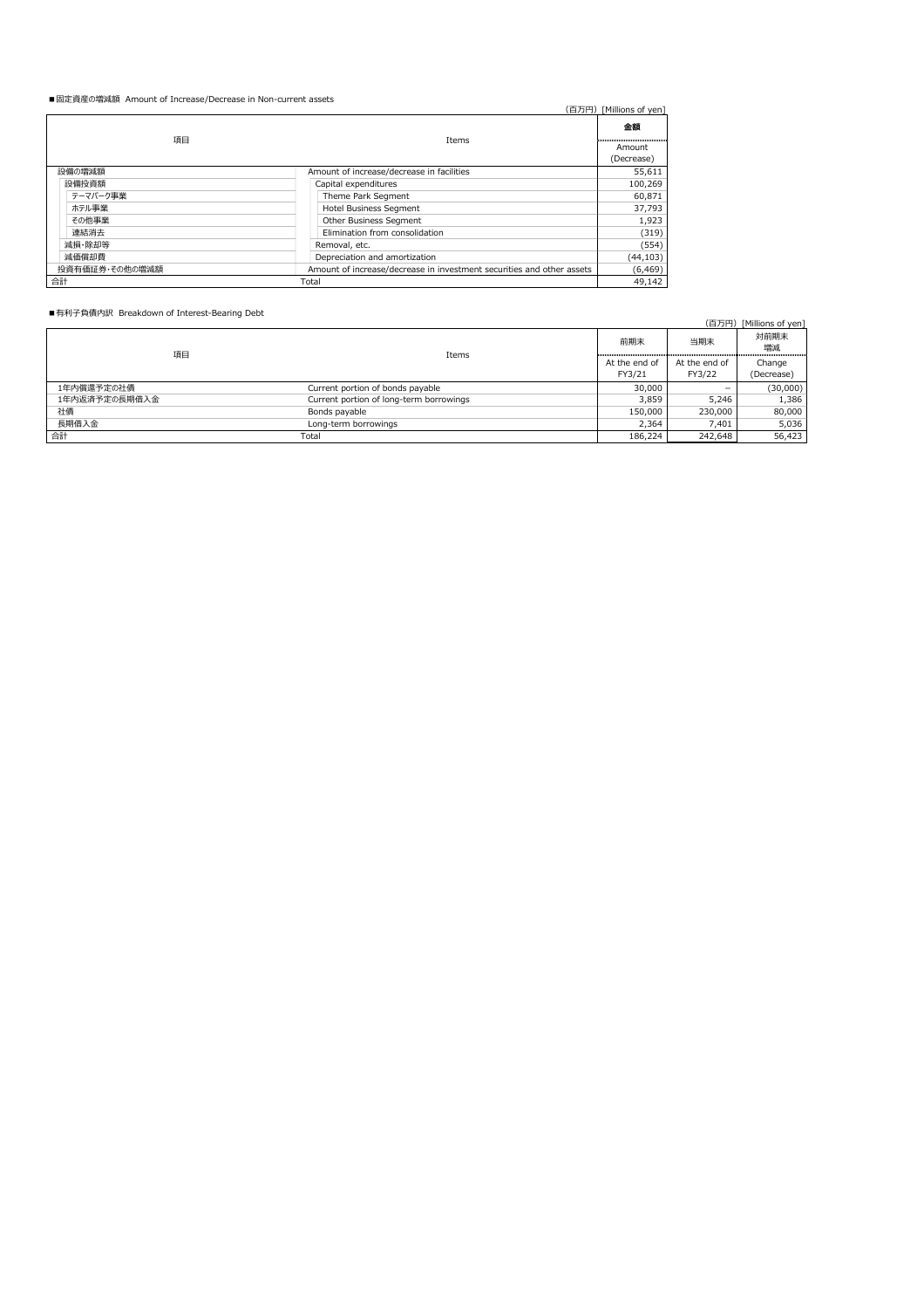■固定資産の増減額 Amount of Increase/Decrease in Non-current assets

（百万円）[Millions of yen]

| 項目 | Items | 金額 Amount (Decrease) |
|---|---|---|
| 設備の増減額 | Amount of increase/decrease in facilities | 55,611 |
| 設備投資額 | Capital expenditures | 100,269 |
| テーマパーク事業 | Theme Park Segment | 60,871 |
| ホテル事業 | Hotel Business Segment | 37,793 |
| その他事業 | Other Business Segment | 1,923 |
| 連結消去 | Elimination from consolidation | (319) |
| 減損・除却等 | Removal, etc. | (554) |
| 減価償却費 | Depreciation and amortization | (44,103) |
| 投資有価証券・その他の増減額 | Amount of increase/decrease in investment securities and other assets | (6,469) |
| 合計 | Total | 49,142 |

■有利子負債内訳 Breakdown of Interest-Bearing Debt

（百万円）[Millions of yen]

| 項目 | Items | 前期末 At the end of FY3/21 | 当期末 At the end of FY3/22 | 対前期末増減 Change (Decrease) |
|---|---|---|---|---|
| 1年内償還予定の社債 | Current portion of bonds payable | 30,000 | – | (30,000) |
| 1年内返済予定の長期借入金 | Current portion of long-term borrowings | 3,859 | 5,246 | 1,386 |
| 社債 | Bonds payable | 150,000 | 230,000 | 80,000 |
| 長期借入金 | Long-term borrowings | 2,364 | 7,401 | 5,036 |
| 合計 | Total | 186,224 | 242,648 | 56,423 |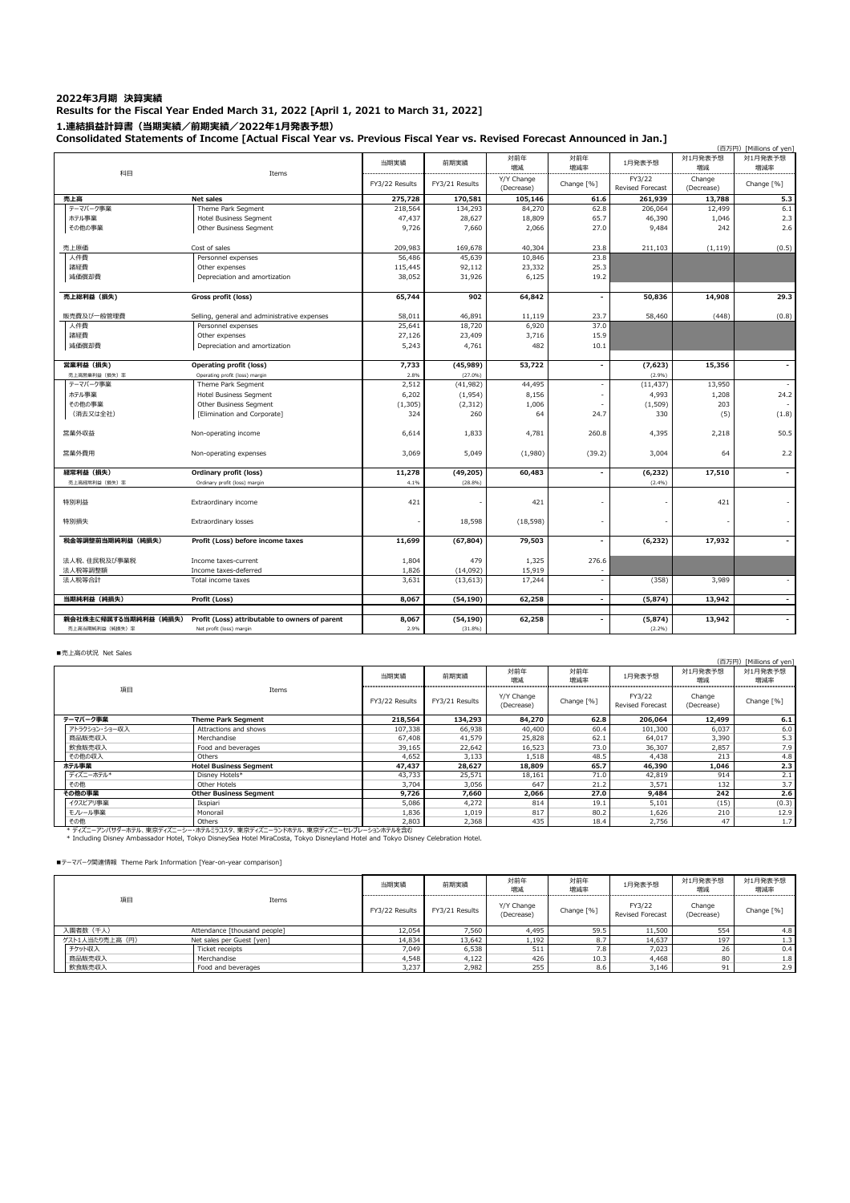# 2022年3月期 決算実績

## Results for the Fiscal Year Ended March 31, 2022 [April 1, 2021 to March 31, 2022]

### 1.連結損益計算書（当期実績／前期実績／2022年1月発表予想）

### Consolidated Statements of Income [Actual Fiscal Year vs. Previous Fiscal Year vs. Revised Forecast Announced in Jan.]

(百万円) [Millions of yen]

| 科目 | Items | 当期実績 FY3/22 Results | 前期実績 FY3/21 Results | 対前年増減 Y/Y Change (Decrease) | 対前年増減率 Change [%] | 1月発表予想 FY3/22 Revised Forecast | 対1月発表予想増減 Change (Decrease) | 対1月発表予想増減率 Change [%] |
|---|---|---|---|---|---|---|---|---|
| **売上高** | **Net sales** | **275,728** | **170,581** | **105,146** | **61.6** | **261,939** | **13,788** | **5.3** |
| テーマパーク事業 | Theme Park Segment | 218,564 | 134,293 | 84,270 | 62.8 | 206,064 | 12,499 | 6.1 |
| ホテル事業 | Hotel Business Segment | 47,437 | 28,627 | 18,809 | 65.7 | 46,390 | 1,046 | 2.3 |
| その他の事業 | Other Business Segment | 9,726 | 7,660 | 2,066 | 27.0 | 9,484 | 242 | 2.6 |
| 売上原価 | Cost of sales | 209,983 | 169,678 | 40,304 | 23.8 | 211,103 | (1,119) | (0.5) |
| 人件費 | Personnel expenses | 56,486 | 45,639 | 10,846 | 23.8 | | | |
| 諸経費 | Other expenses | 115,445 | 92,112 | 23,332 | 25.3 | | | |
| 減価償却費 | Depreciation and amortization | 38,052 | 31,926 | 6,125 | 19.2 | | | |
| **売上総利益（損失）** | **Gross profit (loss)** | **65,744** | **902** | **64,842** | **-** | **50,836** | **14,908** | **29.3** |
| 販売費及び一般管理費 | Selling, general and administrative expenses | 58,011 | 46,891 | 11,119 | 23.7 | 58,460 | (448) | (0.8) |
| 人件費 | Personnel expenses | 25,641 | 18,720 | 6,920 | 37.0 | | | |
| 諸経費 | Other expenses | 27,126 | 23,409 | 3,716 | 15.9 | | | |
| 減価償却費 | Depreciation and amortization | 5,243 | 4,761 | 482 | 10.1 | | | |
| **営業利益（損失）** | **Operating profit (loss)** | **7,733** | **(45,989)** | **53,722** | **-** | **(7,623)** | **15,356** | **-** |
| 売上高営業利益（損失）率 | Operating profit (loss) margin | 2.8% | (27.0%) | | | (2.9%) | | |
| テーマパーク事業 | Theme Park Segment | 2,512 | (41,982) | 44,495 | - | (11,437) | 13,950 | - |
| ホテル事業 | Hotel Business Segment | 6,202 | (1,954) | 8,156 | - | 4,993 | 1,208 | 24.2 |
| その他の事業 | Other Business Segment | (1,305) | (2,312) | 1,006 | - | (1,509) | 203 | - |
| （消去又は全社） | [Elimination and Corporate] | 324 | 260 | 64 | 24.7 | 330 | (5) | (1.8) |
| 営業外収益 | Non-operating income | 6,614 | 1,833 | 4,781 | 260.8 | 4,395 | 2,218 | 50.5 |
| 営業外費用 | Non-operating expenses | 3,069 | 5,049 | (1,980) | (39.2) | 3,004 | 64 | 2.2 |
| **経常利益（損失）** | **Ordinary profit (loss)** | **11,278** | **(49,205)** | **60,483** | **-** | **(6,232)** | **17,510** | **-** |
| 売上高経常利益（損失）率 | Ordinary profit (loss) margin | 4.1% | (28.8%) | | | (2.4%) | | |
| 特別利益 | Extraordinary income | 421 | - | 421 | - | - | 421 | - |
| 特別損失 | Extraordinary losses | - | 18,598 | (18,598) | - | - | - | - |
| **税金等調整前当期純利益（純損失）** | **Profit (Loss) before income taxes** | **11,699** | **(67,804)** | **79,503** | **-** | **(6,232)** | **17,932** | **-** |
| 法人税、住民税及び事業税 | Income taxes-current | 1,804 | 479 | 1,325 | 276.6 | | | |
| 法人税等調整額 | Income taxes-deferred | 1,826 | (14,092) | 15,919 | - | | | |
| 法人税等合計 | Total income taxes | 3,631 | (13,613) | 17,244 | - | (358) | 3,989 | - |
| **当期純利益（純損失）** | **Profit (Loss)** | **8,067** | **(54,190)** | **62,258** | **-** | **(5,874)** | **13,942** | **-** |
| **親会社株主に帰属する当期純利益（純損失）** | **Profit (Loss) attributable to owners of parent** | **8,067** | **(54,190)** | **62,258** | **-** | **(5,874)** | **13,942** | **-** |
| 売上高当期純利益（純損失）率 | Net profit (loss) margin | 2.9% | (31.8%) | | | (2.2%) | | |

■売上高の状況 Net Sales

(百万円) [Millions of yen]

| 項目 | Items | 当期実績 FY3/22 Results | 前期実績 FY3/21 Results | 対前年増減 Y/Y Change (Decrease) | 対前年増減率 Change [%] | 1月発表予想 FY3/22 Revised Forecast | 対1月発表予想増減 Change (Decrease) | 対1月発表予想増減率 Change [%] |
|---|---|---|---|---|---|---|---|---|
| **テーマパーク事業** | **Theme Park Segment** | **218,564** | **134,293** | **84,270** | **62.8** | **206,064** | **12,499** | **6.1** |
| アトラクション・ショー収入 | Attractions and shows | 107,338 | 66,938 | 40,400 | 60.4 | 101,300 | 6,037 | 6.0 |
| 商品販売収入 | Merchandise | 67,408 | 41,579 | 25,828 | 62.1 | 64,017 | 3,390 | 5.3 |
| 飲食販売収入 | Food and beverages | 39,165 | 22,642 | 16,523 | 73.0 | 36,307 | 2,857 | 7.9 |
| その他の収入 | Others | 4,652 | 3,133 | 1,518 | 48.5 | 4,438 | 213 | 4.8 |
| **ホテル事業** | **Hotel Business Segment** | **47,437** | **28,627** | **18,809** | **65.7** | **46,390** | **1,046** | **2.3** |
| ディズニーホテル* | Disney Hotels* | 43,733 | 25,571 | 18,161 | 71.0 | 42,819 | 914 | 2.1 |
| その他 | Other Hotels | 3,704 | 3,056 | 647 | 21.2 | 3,571 | 132 | 3.7 |
| **その他の事業** | **Other Business Segment** | **9,726** | **7,660** | **2,066** | **27.0** | **9,484** | **242** | **2.6** |
| イクスピアリ事業 | Ikspiari | 5,086 | 4,272 | 814 | 19.1 | 5,101 | (15) | (0.3) |
| モノレール事業 | Monorail | 1,836 | 1,019 | 817 | 80.2 | 1,626 | 210 | 12.9 |
| その他 | Others | 2,803 | 2,368 | 435 | 18.4 | 2,756 | 47 | 1.7 |

* ディズニーアンバサダーホテル、東京ディズニーシー・ホテルミラコスタ、東京ディズニーランドホテル、東京ディズニーセレブレーションホテルを含む
* Including Disney Ambassador Hotel, Tokyo DisneySea Hotel MiraCosta, Tokyo Disneyland Hotel and Tokyo Disney Celebration Hotel.

■テーマパーク関連情報 Theme Park Information [Year-on-year comparison]

| 項目 | Items | 当期実績 FY3/22 Results | 前期実績 FY3/21 Results | 対前年増減 Y/Y Change (Decrease) | 対前年増減率 Change [%] | 1月発表予想 FY3/22 Revised Forecast | 対1月発表予想増減 Change (Decrease) | 対1月発表予想増減率 Change [%] |
|---|---|---|---|---|---|---|---|---|
| 入園者数（千人） | Attendance [thousand people] | 12,054 | 7,560 | 4,495 | 59.5 | 11,500 | 554 | 4.8 |
| ゲスト1人当たり売上高（円） | Net sales per Guest [yen] | 14,834 | 13,642 | 1,192 | 8.7 | 14,637 | 197 | 1.3 |
| チケット収入 | Ticket receipts | 7,049 | 6,538 | 511 | 7.8 | 7,023 | 26 | 0.4 |
| 商品販売収入 | Merchandise | 4,548 | 4,122 | 426 | 10.3 | 4,468 | 80 | 1.8 |
| 飲食販売収入 | Food and beverages | 3,237 | 2,982 | 255 | 8.6 | 3,146 | 91 | 2.9 |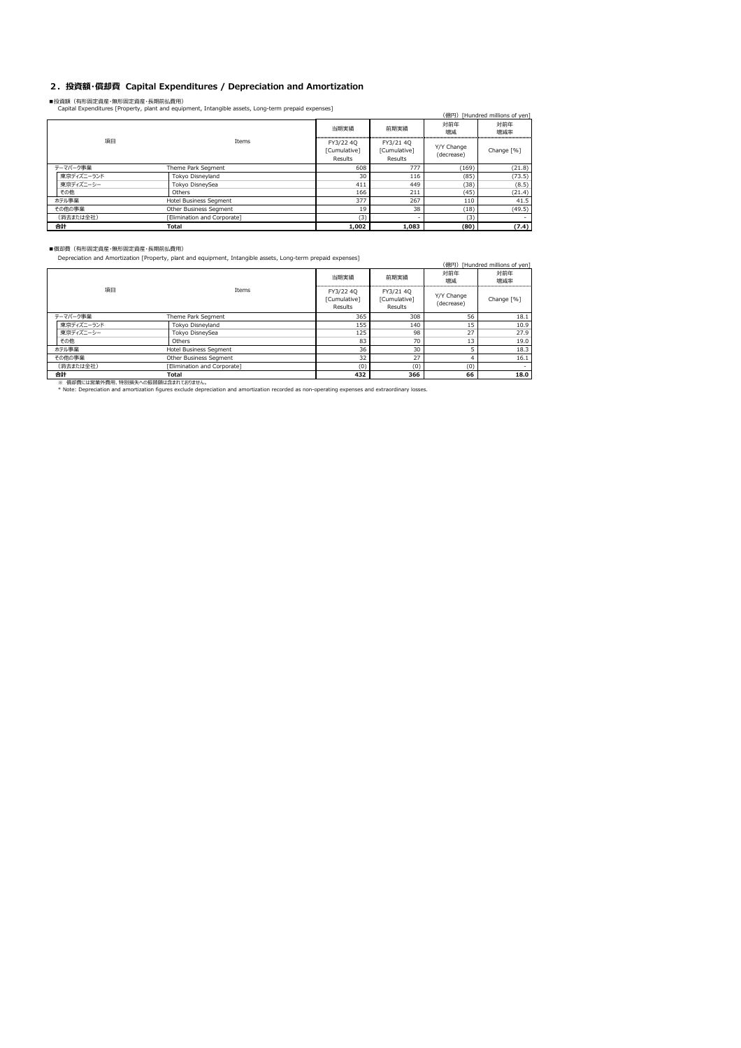## 2．投資額･償却費 Capital Expenditures / Depreciation and Amortization

■投資額（有形固定資産･無形固定資産･長期前払費用）
Capital Expenditures [Property, plant and equipment, Intangible assets, Long-term prepaid expenses]

（億円）[Hundred millions of yen]

| 項目 | Items | 当期実績<br>FY3/22 4Q [Cumulative] Results | 前期実績<br>FY3/21 4Q [Cumulative] Results | 対前年増減<br>Y/Y Change (decrease) | 対前年増減率<br>Change [%] |
|---|---|---|---|---|---|
| テーマパーク事業 | Theme Park Segment | 608 | 777 | (169) | (21.8) |
| 東京ディズニーランド | Tokyo Disneyland | 30 | 116 | (85) | (73.5) |
| 東京ディズニーシー | Tokyo DisneySea | 411 | 449 | (38) | (8.5) |
| その他 | Others | 166 | 211 | (45) | (21.4) |
| ホテル事業 | Hotel Business Segment | 377 | 267 | 110 | 41.5 |
| その他の事業 | Other Business Segment | 19 | 38 | (18) | (49.5) |
| （消去または全社） | [Elimination and Corporate] | (3) | - | (3) | - |
| **合計** | **Total** | **1,002** | **1,083** | **(80)** | **(7.4)** |

■償却費（有形固定資産･無形固定資産･長期前払費用）
Depreciation and Amortization [Property, plant and equipment, Intangible assets, Long-term prepaid expenses]

（億円）[Hundred millions of yen]

| 項目 | Items | 当期実績<br>FY3/22 4Q [Cumulative] Results | 前期実績<br>FY3/21 4Q [Cumulative] Results | 対前年増減<br>Y/Y Change (decrease) | 対前年増減率<br>Change [%] |
|---|---|---|---|---|---|
| テーマパーク事業 | Theme Park Segment | 365 | 308 | 56 | 18.1 |
| 東京ディズニーランド | Tokyo Disneyland | 155 | 140 | 15 | 10.9 |
| 東京ディズニーシー | Tokyo DisneySea | 125 | 98 | 27 | 27.9 |
| その他 | Others | 83 | 70 | 13 | 19.0 |
| ホテル事業 | Hotel Business Segment | 36 | 30 | 5 | 18.3 |
| その他の事業 | Other Business Segment | 32 | 27 | 4 | 16.1 |
| （消去または全社） | [Elimination and Corporate] | (0) | (0) | (0) | - |
| **合計** | **Total** | **432** | **366** | **66** | **18.0** |

※ 償却費には営業外費用、特別損失への振替額は含まれておりません。
* Note: Depreciation and amortization figures exclude depreciation and amortization recorded as non-operating expenses and extraordinary losses.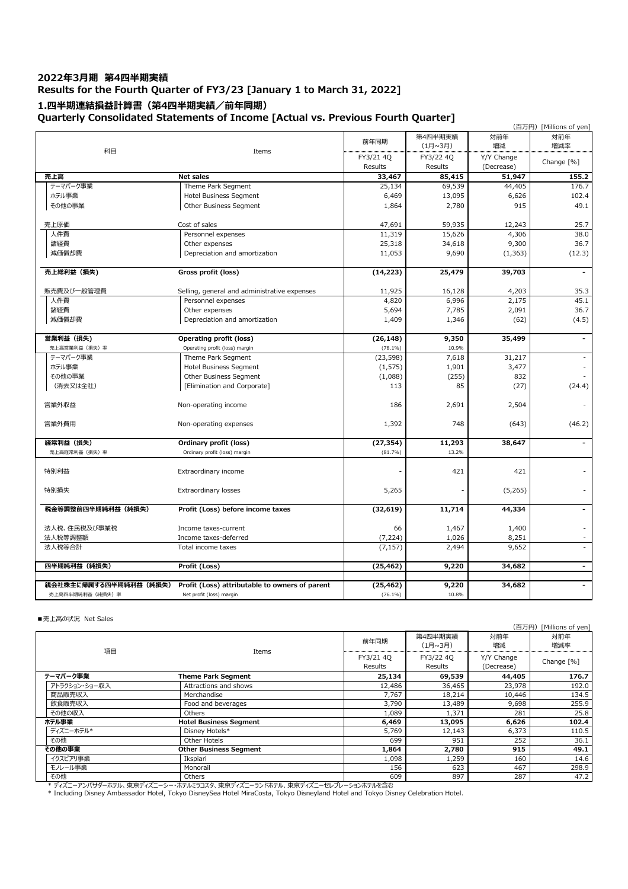## 2022年3月期 第4四半期実績
## Results for the Fourth Quarter of FY3/23 [January 1 to March 31, 2022]

### 1.四半期連結損益計算書（第4四半期実績／前年同期）
### Quarterly Consolidated Statements of Income [Actual vs. Previous Fourth Quarter]

（百万円）[Millions of yen]

| 科目 | Items | 前年同期 FY3/21 4Q Results | 第4四半期実績（1月~3月） FY3/22 4Q Results | 対前年増減 Y/Y Change (Decrease) | 対前年増減率 Change [%] |
|---|---|---|---|---|---|
| **売上高** | **Net sales** | **33,467** | **85,415** | **51,947** | **155.2** |
| テーマパーク事業 | Theme Park Segment | 25,134 | 69,539 | 44,405 | 176.7 |
| ホテル事業 | Hotel Business Segment | 6,469 | 13,095 | 6,626 | 102.4 |
| その他の事業 | Other Business Segment | 1,864 | 2,780 | 915 | 49.1 |
| 売上原価 | Cost of sales | 47,691 | 59,935 | 12,243 | 25.7 |
| 人件費 | Personnel expenses | 11,319 | 15,626 | 4,306 | 38.0 |
| 諸経費 | Other expenses | 25,318 | 34,618 | 9,300 | 36.7 |
| 減価償却費 | Depreciation and amortization | 11,053 | 9,690 | (1,363) | (12.3) |
| **売上総利益（損失）** | **Gross profit (loss)** | **(14,223)** | **25,479** | **39,703** | **-** |
| 販売費及び一般管理費 | Selling, general and administrative expenses | 11,925 | 16,128 | 4,203 | 35.3 |
| 人件費 | Personnel expenses | 4,820 | 6,996 | 2,175 | 45.1 |
| 諸経費 | Other expenses | 5,694 | 7,785 | 2,091 | 36.7 |
| 減価償却費 | Depreciation and amortization | 1,409 | 1,346 | (62) | (4.5) |
| **営業利益（損失）** | **Operating profit (loss)** | **(26,148)** | **9,350** | **35,499** | **-** |
| 売上高営業利益（損失）率 | Operating profit (loss) margin | (78.1%) | 10.9% | | |
| テーマパーク事業 | Theme Park Segment | (23,598) | 7,618 | 31,217 | - |
| ホテル事業 | Hotel Business Segment | (1,575) | 1,901 | 3,477 | - |
| その他の事業 | Other Business Segment | (1,088) | (255) | 832 | - |
| （消去又は全社） | [Elimination and Corporate] | 113 | 85 | (27) | (24.4) |
| 営業外収益 | Non-operating income | 186 | 2,691 | 2,504 | - |
| 営業外費用 | Non-operating expenses | 1,392 | 748 | (643) | (46.2) |
| **経常利益（損失）** | **Ordinary profit (loss)** | **(27,354)** | **11,293** | **38,647** | **-** |
| 売上高経常利益（損失）率 | Ordinary profit (loss) margin | (81.7%) | 13.2% | | |
| 特別利益 | Extraordinary income | - | 421 | 421 | - |
| 特別損失 | Extraordinary losses | 5,265 | - | (5,265) | - |
| **税金等調整前四半期純利益（純損失）** | **Profit (Loss) before income taxes** | **(32,619)** | **11,714** | **44,334** | **-** |
| 法人税、住民税及び事業税 | Income taxes-current | 66 | 1,467 | 1,400 | - |
| 法人税等調整額 | Income taxes-deferred | (7,224) | 1,026 | 8,251 | - |
| 法人税等合計 | Total income taxes | (7,157) | 2,494 | 9,652 | - |
| **四半期純利益（純損失）** | **Profit (Loss)** | **(25,462)** | **9,220** | **34,682** | **-** |
| **親会社株主に帰属する四半期純利益（純損失）** | **Profit (Loss) attributable to owners of parent** | **(25,462)** | **9,220** | **34,682** | **-** |
| 売上高四半期純利益（純損失）率 | Net profit (loss) margin | (76.1%) | 10.8% | | |

■売上高の状況 Net Sales

（百万円）[Millions of yen]

| 項目 | Items | 前年同期 FY3/21 4Q Results | 第4四半期実績（1月~3月） FY3/22 4Q Results | 対前年増減 Y/Y Change (Decrease) | 対前年増減率 Change [%] |
|---|---|---|---|---|---|
| **テーマパーク事業** | **Theme Park Segment** | **25,134** | **69,539** | **44,405** | **176.7** |
| アトラクション・ショー収入 | Attractions and shows | 12,486 | 36,465 | 23,978 | 192.0 |
| 商品販売収入 | Merchandise | 7,767 | 18,214 | 10,446 | 134.5 |
| 飲食販売収入 | Food and beverages | 3,790 | 13,489 | 9,698 | 255.9 |
| その他の収入 | Others | 1,089 | 1,371 | 281 | 25.8 |
| **ホテル事業** | **Hotel Business Segment** | **6,469** | **13,095** | **6,626** | **102.4** |
| ディズニーホテル* | Disney Hotels* | 5,769 | 12,143 | 6,373 | 110.5 |
| その他 | Other Hotels | 699 | 951 | 252 | 36.1 |
| **その他の事業** | **Other Business Segment** | **1,864** | **2,780** | **915** | **49.1** |
| イクスピアリ事業 | Ikspiari | 1,098 | 1,259 | 160 | 14.6 |
| モノレール事業 | Monorail | 156 | 623 | 467 | 298.9 |
| その他 | Others | 609 | 897 | 287 | 47.2 |

* ディズニーアンバサダーホテル、東京ディズニーシー・ホテルミラコスタ、東京ディズニーランドホテル、東京ディズニーセレブレーションホテルを含む

* Including Disney Ambassador Hotel, Tokyo DisneySea Hotel MiraCosta, Tokyo Disneyland Hotel and Tokyo Disney Celebration Hotel.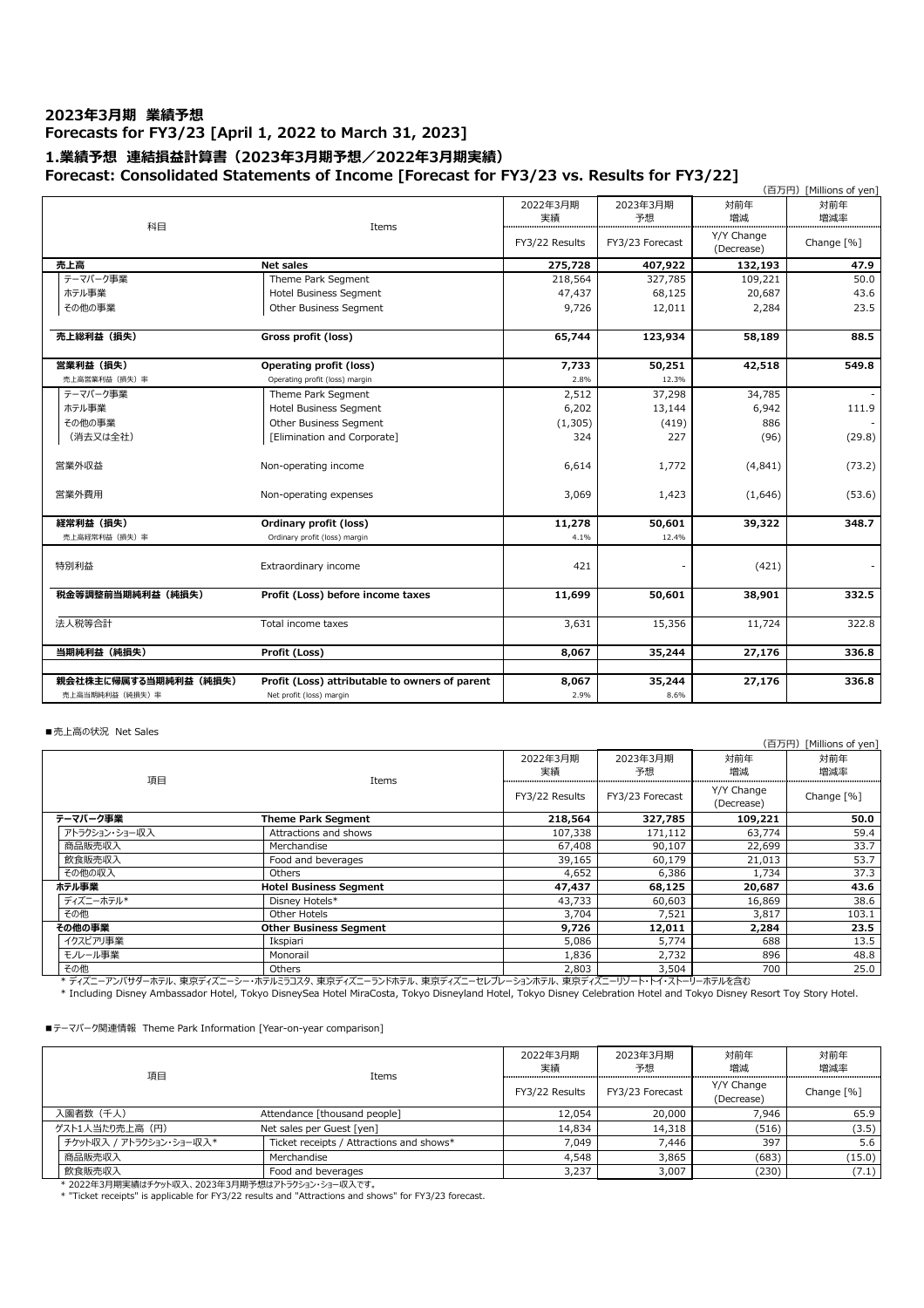# 2023年3月期 業績予想
# Forecasts for FY3/23 [April 1, 2022 to March 31, 2023]

## 1.業績予想 連結損益計算書（2023年3月期予想／2022年3月期実績）
## Forecast: Consolidated Statements of Income [Forecast for FY3/23 vs. Results for FY3/22]

（百万円）[Millions of yen]

| 科目 | Items | 2022年3月期 実績 FY3/22 Results | 2023年3月期 予想 FY3/23 Forecast | 対前年 増減 Y/Y Change (Decrease) | 対前年 増減率 Change [%] |
|---|---|---|---|---|---|
| **売上高** | **Net sales** | **275,728** | **407,922** | **132,193** | **47.9** |
| テーマパーク事業 | Theme Park Segment | 218,564 | 327,785 | 109,221 | 50.0 |
| ホテル事業 | Hotel Business Segment | 47,437 | 68,125 | 20,687 | 43.6 |
| その他の事業 | Other Business Segment | 9,726 | 12,011 | 2,284 | 23.5 |
| **売上総利益（損失）** | **Gross profit (loss)** | **65,744** | **123,934** | **58,189** | **88.5** |
| **営業利益（損失）** | **Operating profit (loss)** | **7,733** | **50,251** | **42,518** | **549.8** |
| 売上高営業利益（損失）率 | Operating profit (loss) margin | 2.8% | 12.3% | | |
| テーマパーク事業 | Theme Park Segment | 2,512 | 37,298 | 34,785 | - |
| ホテル事業 | Hotel Business Segment | 6,202 | 13,144 | 6,942 | 111.9 |
| その他の事業 | Other Business Segment | (1,305) | (419) | 886 | - |
| （消去又は全社） | [Elimination and Corporate] | 324 | 227 | (96) | (29.8) |
| 営業外収益 | Non-operating income | 6,614 | 1,772 | (4,841) | (73.2) |
| 営業外費用 | Non-operating expenses | 3,069 | 1,423 | (1,646) | (53.6) |
| **経常利益（損失）** | **Ordinary profit (loss)** | **11,278** | **50,601** | **39,322** | **348.7** |
| 売上高経常利益（損失）率 | Ordinary profit (loss) margin | 4.1% | 12.4% | | |
| 特別利益 | Extraordinary income | 421 | - | (421) | - |
| **税金等調整前当期純利益（純損失）** | **Profit (Loss) before income taxes** | **11,699** | **50,601** | **38,901** | **332.5** |
| 法人税等合計 | Total income taxes | 3,631 | 15,356 | 11,724 | 322.8 |
| **当期純利益（純損失）** | **Profit (Loss)** | **8,067** | **35,244** | **27,176** | **336.8** |
| **親会社株主に帰属する当期純利益（純損失）** | **Profit (Loss) attributable to owners of parent** | **8,067** | **35,244** | **27,176** | **336.8** |
| 売上高当期純利益（純損失）率 | Net profit (loss) margin | 2.9% | 8.6% | | |

■売上高の状況 Net Sales

（百万円）[Millions of yen]

| 項目 | Items | 2022年3月期 実績 FY3/22 Results | 2023年3月期 予想 FY3/23 Forecast | 対前年 増減 Y/Y Change (Decrease) | 対前年 増減率 Change [%] |
|---|---|---|---|---|---|
| **テーマパーク事業** | **Theme Park Segment** | **218,564** | **327,785** | **109,221** | **50.0** |
| アトラクション・ショー収入 | Attractions and shows | 107,338 | 171,112 | 63,774 | 59.4 |
| 商品販売収入 | Merchandise | 67,408 | 90,107 | 22,699 | 33.7 |
| 飲食販売収入 | Food and beverages | 39,165 | 60,179 | 21,013 | 53.7 |
| その他の収入 | Others | 4,652 | 6,386 | 1,734 | 37.3 |
| **ホテル事業** | **Hotel Business Segment** | **47,437** | **68,125** | **20,687** | **43.6** |
| ディズニーホテル* | Disney Hotels* | 43,733 | 60,603 | 16,869 | 38.6 |
| その他 | Other Hotels | 3,704 | 7,521 | 3,817 | 103.1 |
| **その他の事業** | **Other Business Segment** | **9,726** | **12,011** | **2,284** | **23.5** |
| イクスピアリ事業 | Ikspiari | 5,086 | 5,774 | 688 | 13.5 |
| モノレール事業 | Monorail | 1,836 | 2,732 | 896 | 48.8 |
| その他 | Others | 2,803 | 3,504 | 700 | 25.0 |

* ディズニーアンバサダーホテル、東京ディズニーシー・ホテルミラコスタ、東京ディズニーランドホテル、東京ディズニーセレブレーションホテル、東京ディズニーリゾート・トイ・ストーリーホテルを含む
* Including Disney Ambassador Hotel, Tokyo DisneySea Hotel MiraCosta, Tokyo Disneyland Hotel, Tokyo Disney Celebration Hotel and Tokyo Disney Resort Toy Story Hotel.

■テーマパーク関連情報 Theme Park Information [Year-on-year comparison]

| 項目 | Items | 2022年3月期 実績 FY3/22 Results | 2023年3月期 予想 FY3/23 Forecast | 対前年 増減 Y/Y Change (Decrease) | 対前年 増減率 Change [%] |
|---|---|---|---|---|---|
| 入園者数（千人） | Attendance [thousand people] | 12,054 | 20,000 | 7,946 | 65.9 |
| ゲスト1人当たり売上高（円） | Net sales per Guest [yen] | 14,834 | 14,318 | (516) | (3.5) |
| チケット収入 / アトラクション・ショー収入* | Ticket receipts / Attractions and shows* | 7,049 | 7,446 | 397 | 5.6 |
| 商品販売収入 | Merchandise | 4,548 | 3,865 | (683) | (15.0) |
| 飲食販売収入 | Food and beverages | 3,237 | 3,007 | (230) | (7.1) |

* 2022年3月期実績はチケット収入、2023年3月期予想はアトラクション・ショー収入です。
* "Ticket receipts" is applicable for FY3/22 results and "Attractions and shows" for FY3/23 forecast.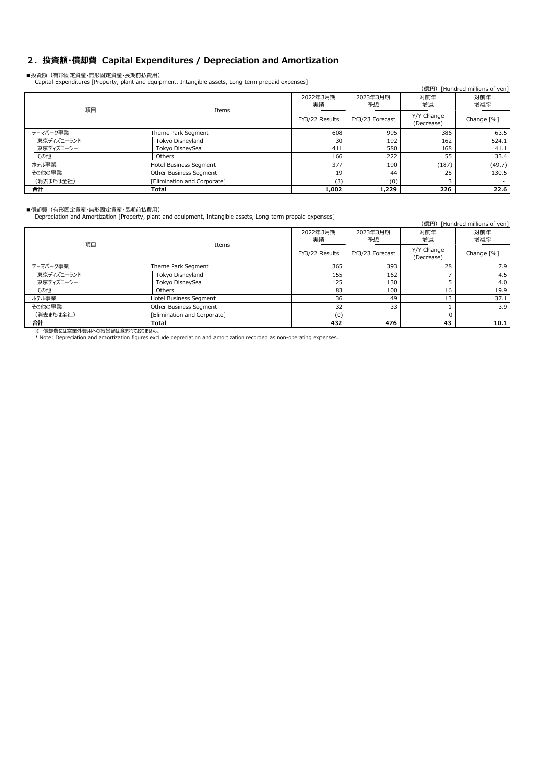## 2．投資額·償却費 Capital Expenditures / Depreciation and Amortization

■投資額（有形固定資産·無形固定資産·長期前払費用）
Capital Expenditures [Property, plant and equipment, Intangible assets, Long-term prepaid expenses]

（億円）[Hundred millions of yen]

| 項目 | Items | 2022年3月期 実績 FY3/22 Results | 2023年3月期 予想 FY3/23 Forecast | 対前年 増減 Y/Y Change (Decrease) | 対前年 増減率 Change [%] |
|---|---|---|---|---|---|
| テーマパーク事業 | Theme Park Segment | 608 | 995 | 386 | 63.5 |
| 東京ディズニーランド | Tokyo Disneyland | 30 | 192 | 162 | 524.1 |
| 東京ディズニーシー | Tokyo DisneySea | 411 | 580 | 168 | 41.1 |
| その他 | Others | 166 | 222 | 55 | 33.4 |
| ホテル事業 | Hotel Business Segment | 377 | 190 | (187) | (49.7) |
| その他の事業 | Other Business Segment | 19 | 44 | 25 | 130.5 |
| (消去または全社) | [Elimination and Corporate] | (3) | (0) | 3 | - |
| **合計** | **Total** | **1,002** | **1,229** | **226** | **22.6** |

■償却費（有形固定資産·無形固定資産·長期前払費用）
Depreciation and Amortization [Property, plant and equipment, Intangible assets, Long-term prepaid expenses]

（億円）[Hundred millions of yen]

| 項目 | Items | 2022年3月期 実績 FY3/22 Results | 2023年3月期 予想 FY3/23 Forecast | 対前年 増減 Y/Y Change (Decrease) | 対前年 増減率 Change [%] |
|---|---|---|---|---|---|
| テーマパーク事業 | Theme Park Segment | 365 | 393 | 28 | 7.9 |
| 東京ディズニーランド | Tokyo Disneyland | 155 | 162 | 7 | 4.5 |
| 東京ディズニーシー | Tokyo DisneySea | 125 | 130 | 5 | 4.0 |
| その他 | Others | 83 | 100 | 16 | 19.9 |
| ホテル事業 | Hotel Business Segment | 36 | 49 | 13 | 37.1 |
| その他の事業 | Other Business Segment | 32 | 33 | 1 | 3.9 |
| (消去または全社) | [Elimination and Corporate] | (0) | - | 0 | - |
| **合計** | **Total** | **432** | **476** | **43** | **10.1** |

※ 償却費には営業外費用への振替額は含まれておりません。
* Note: Depreciation and amortization figures exclude depreciation and amortization recorded as non-operating expenses.